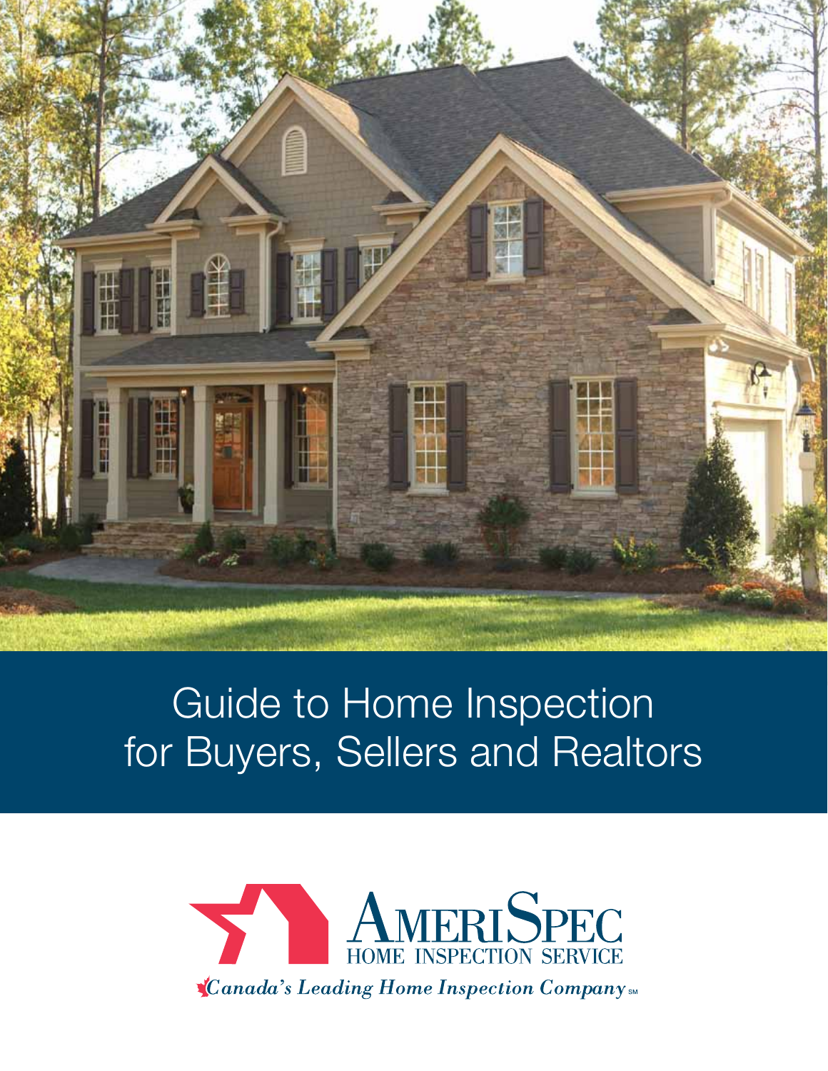# Guide to Home Inspection for Buyers, Sellers and Realtors

AMERISPEC
HOME INSPECTION SERVICE

*Canada's Leading Home Inspection Company* SM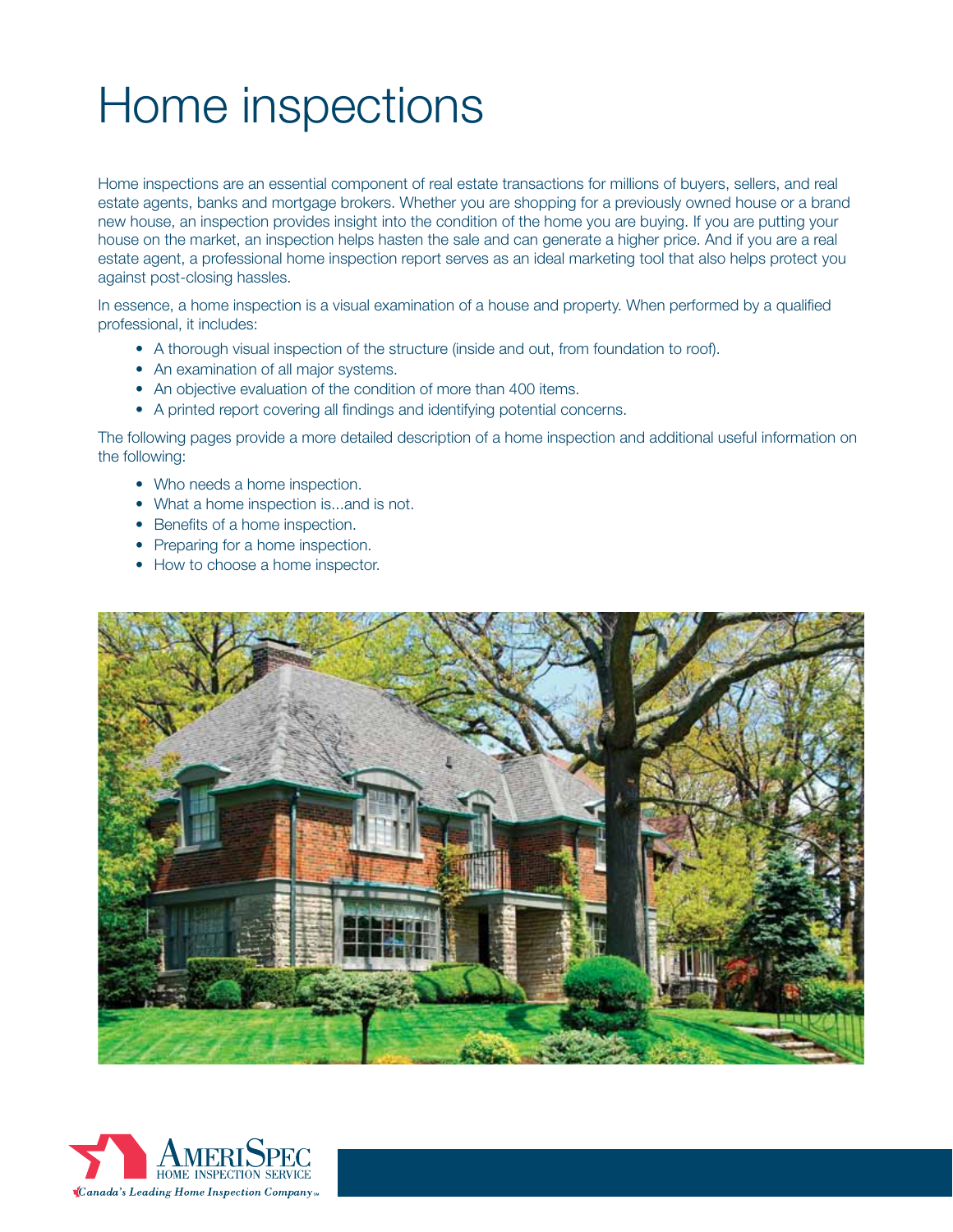# Home inspections

Home inspections are an essential component of real estate transactions for millions of buyers, sellers, and real estate agents, banks and mortgage brokers. Whether you are shopping for a previously owned house or a brand new house, an inspection provides insight into the condition of the home you are buying. If you are putting your house on the market, an inspection helps hasten the sale and can generate a higher price. And if you are a real estate agent, a professional home inspection report serves as an ideal marketing tool that also helps protect you against post-closing hassles.

In essence, a home inspection is a visual examination of a house and property. When performed by a qualified professional, it includes:

- A thorough visual inspection of the structure (inside and out, from foundation to roof).
- An examination of all major systems.
- An objective evaluation of the condition of more than 400 items.
- A printed report covering all findings and identifying potential concerns.

The following pages provide a more detailed description of a home inspection and additional useful information on the following:

- Who needs a home inspection.
- What a home inspection is...and is not.
- Benefits of a home inspection.
- Preparing for a home inspection.
- How to choose a home inspector.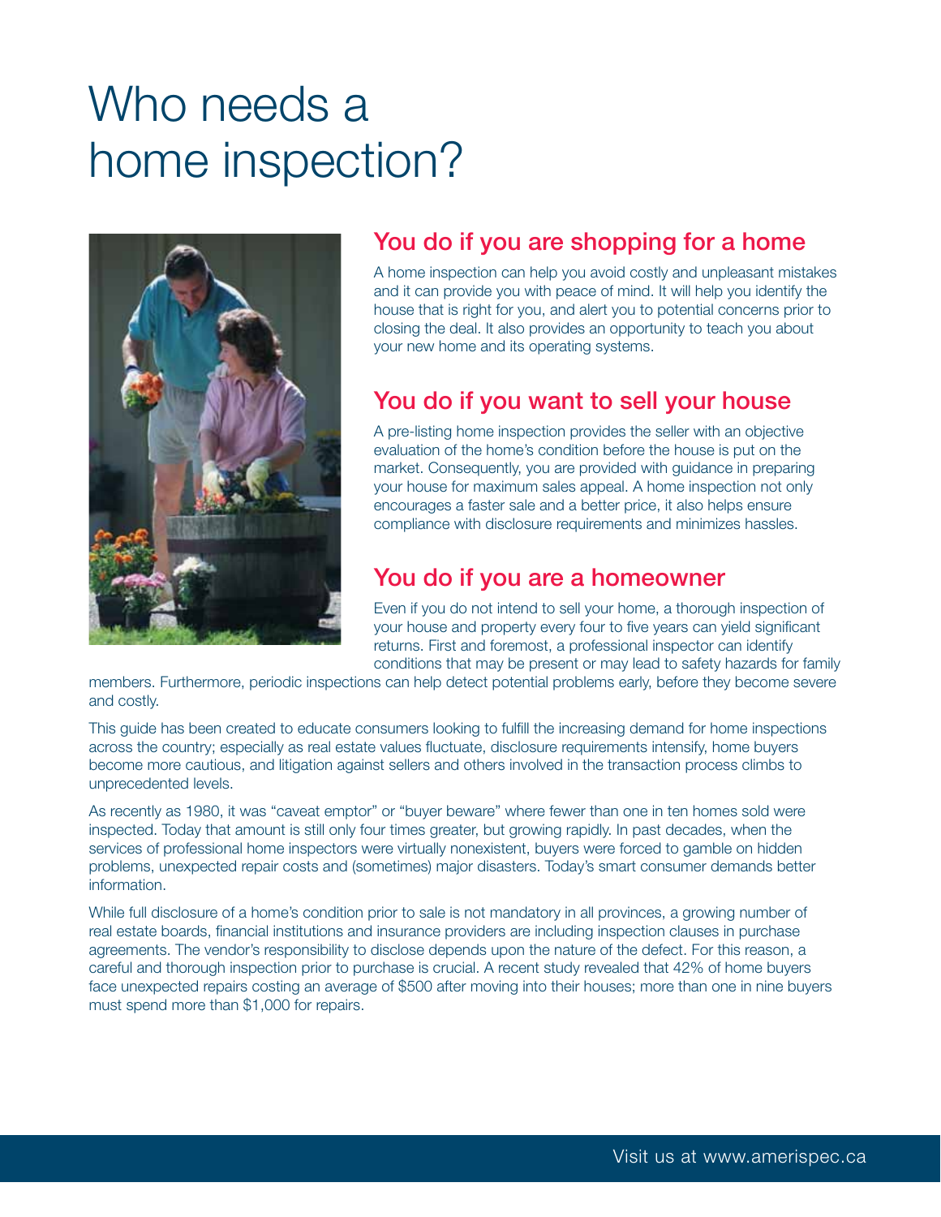# Who needs a home inspection?

## You do if you are shopping for a home

A home inspection can help you avoid costly and unpleasant mistakes and it can provide you with peace of mind. It will help you identify the house that is right for you, and alert you to potential concerns prior to closing the deal. It also provides an opportunity to teach you about your new home and its operating systems.

## You do if you want to sell your house

A pre-listing home inspection provides the seller with an objective evaluation of the home's condition before the house is put on the market. Consequently, you are provided with guidance in preparing your house for maximum sales appeal. A home inspection not only encourages a faster sale and a better price, it also helps ensure compliance with disclosure requirements and minimizes hassles.

## You do if you are a homeowner

Even if you do not intend to sell your home, a thorough inspection of your house and property every four to five years can yield significant returns. First and foremost, a professional inspector can identify conditions that may be present or may lead to safety hazards for family members. Furthermore, periodic inspections can help detect potential problems early, before they become severe and costly.

This guide has been created to educate consumers looking to fulfill the increasing demand for home inspections across the country; especially as real estate values fluctuate, disclosure requirements intensify, home buyers become more cautious, and litigation against sellers and others involved in the transaction process climbs to unprecedented levels.

As recently as 1980, it was "caveat emptor" or "buyer beware" where fewer than one in ten homes sold were inspected. Today that amount is still only four times greater, but growing rapidly. In past decades, when the services of professional home inspectors were virtually nonexistent, buyers were forced to gamble on hidden problems, unexpected repair costs and (sometimes) major disasters. Today's smart consumer demands better information.

While full disclosure of a home's condition prior to sale is not mandatory in all provinces, a growing number of real estate boards, financial institutions and insurance providers are including inspection clauses in purchase agreements. The vendor's responsibility to disclose depends upon the nature of the defect. For this reason, a careful and thorough inspection prior to purchase is crucial. A recent study revealed that 42% of home buyers face unexpected repairs costing an average of $500 after moving into their houses; more than one in nine buyers must spend more than $1,000 for repairs.

Visit us at www.amerispec.ca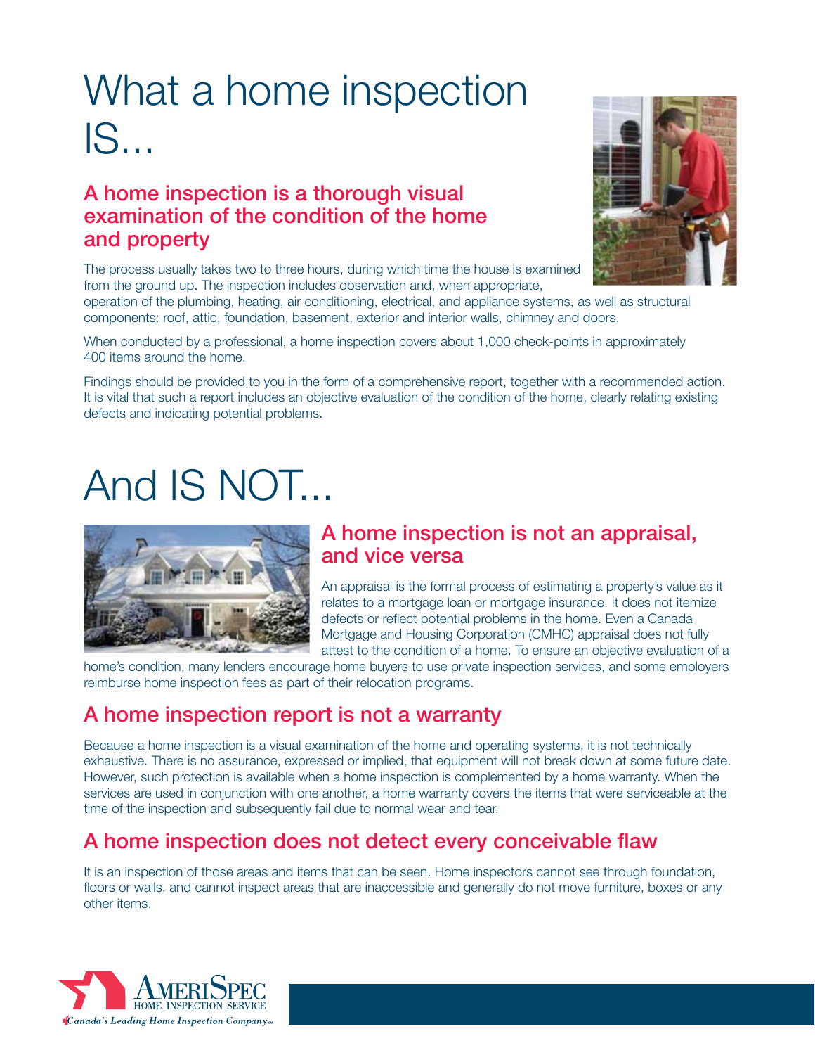# What a home inspection IS...

## A home inspection is a thorough visual examination of the condition of the home and property

The process usually takes two to three hours, during which time the house is examined from the ground up. The inspection includes observation and, when appropriate, operation of the plumbing, heating, air conditioning, electrical, and appliance systems, as well as structural components: roof, attic, foundation, basement, exterior and interior walls, chimney and doors.

When conducted by a professional, a home inspection covers about 1,000 check-points in approximately 400 items around the home.

Findings should be provided to you in the form of a comprehensive report, together with a recommended action. It is vital that such a report includes an objective evaluation of the condition of the home, clearly relating existing defects and indicating potential problems.

# And IS NOT...

## A home inspection is not an appraisal, and vice versa

An appraisal is the formal process of estimating a property's value as it relates to a mortgage loan or mortgage insurance. It does not itemize defects or reflect potential problems in the home. Even a Canada Mortgage and Housing Corporation (CMHC) appraisal does not fully attest to the condition of a home. To ensure an objective evaluation of a home's condition, many lenders encourage home buyers to use private inspection services, and some employers reimburse home inspection fees as part of their relocation programs.

## A home inspection report is not a warranty

Because a home inspection is a visual examination of the home and operating systems, it is not technically exhaustive. There is no assurance, expressed or implied, that equipment will not break down at some future date. However, such protection is available when a home inspection is complemented by a home warranty. When the services are used in conjunction with one another, a home warranty covers the items that were serviceable at the time of the inspection and subsequently fail due to normal wear and tear.

## A home inspection does not detect every conceivable flaw

It is an inspection of those areas and items that can be seen. Home inspectors cannot see through foundation, floors or walls, and cannot inspect areas that are inaccessible and generally do not move furniture, boxes or any other items.

AmeriSpec Home Inspection Service
*Canada's Leading Home Inspection Company*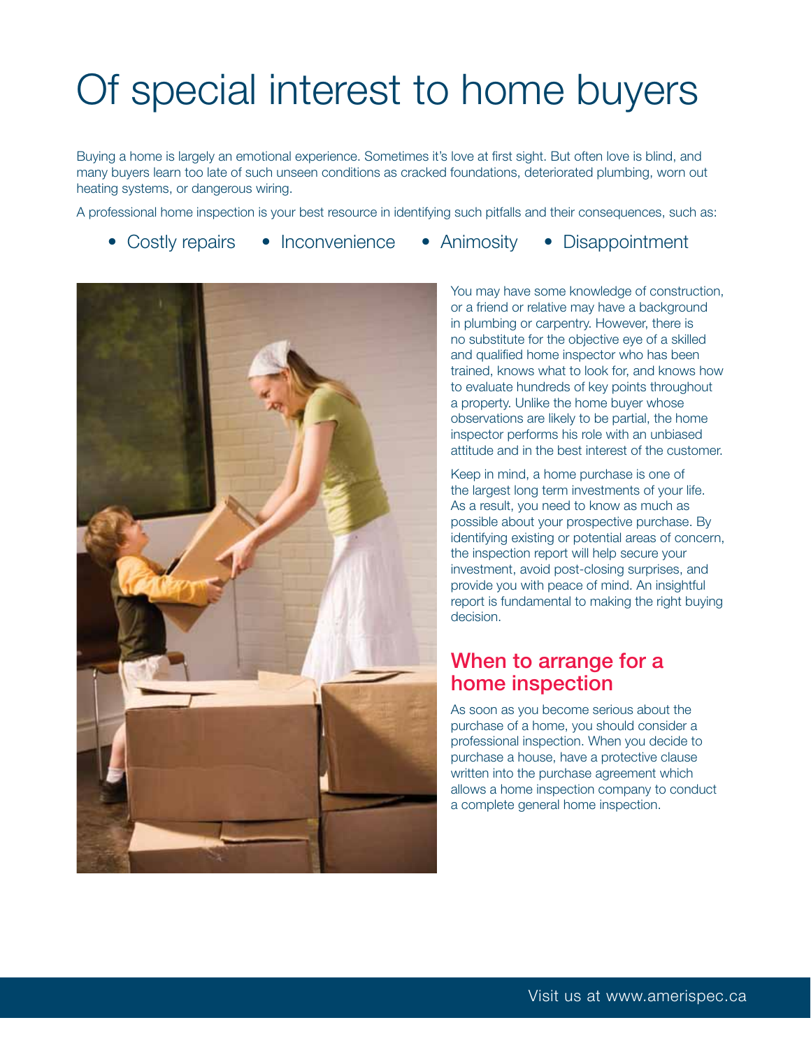# Of special interest to home buyers

Buying a home is largely an emotional experience. Sometimes it's love at first sight. But often love is blind, and many buyers learn too late of such unseen conditions as cracked foundations, deteriorated plumbing, worn out heating systems, or dangerous wiring.

A professional home inspection is your best resource in identifying such pitfalls and their consequences, such as:

- Costly repairs
- Inconvenience
- Animosity
- Disappointment

You may have some knowledge of construction, or a friend or relative may have a background in plumbing or carpentry. However, there is no substitute for the objective eye of a skilled and qualified home inspector who has been trained, knows what to look for, and knows how to evaluate hundreds of key points throughout a property. Unlike the home buyer whose observations are likely to be partial, the home inspector performs his role with an unbiased attitude and in the best interest of the customer.

Keep in mind, a home purchase is one of the largest long term investments of your life. As a result, you need to know as much as possible about your prospective purchase. By identifying existing or potential areas of concern, the inspection report will help secure your investment, avoid post-closing surprises, and provide you with peace of mind. An insightful report is fundamental to making the right buying decision.

## When to arrange for a home inspection

As soon as you become serious about the purchase of a home, you should consider a professional inspection. When you decide to purchase a house, have a protective clause written into the purchase agreement which allows a home inspection company to conduct a complete general home inspection.

Visit us at www.amerispec.ca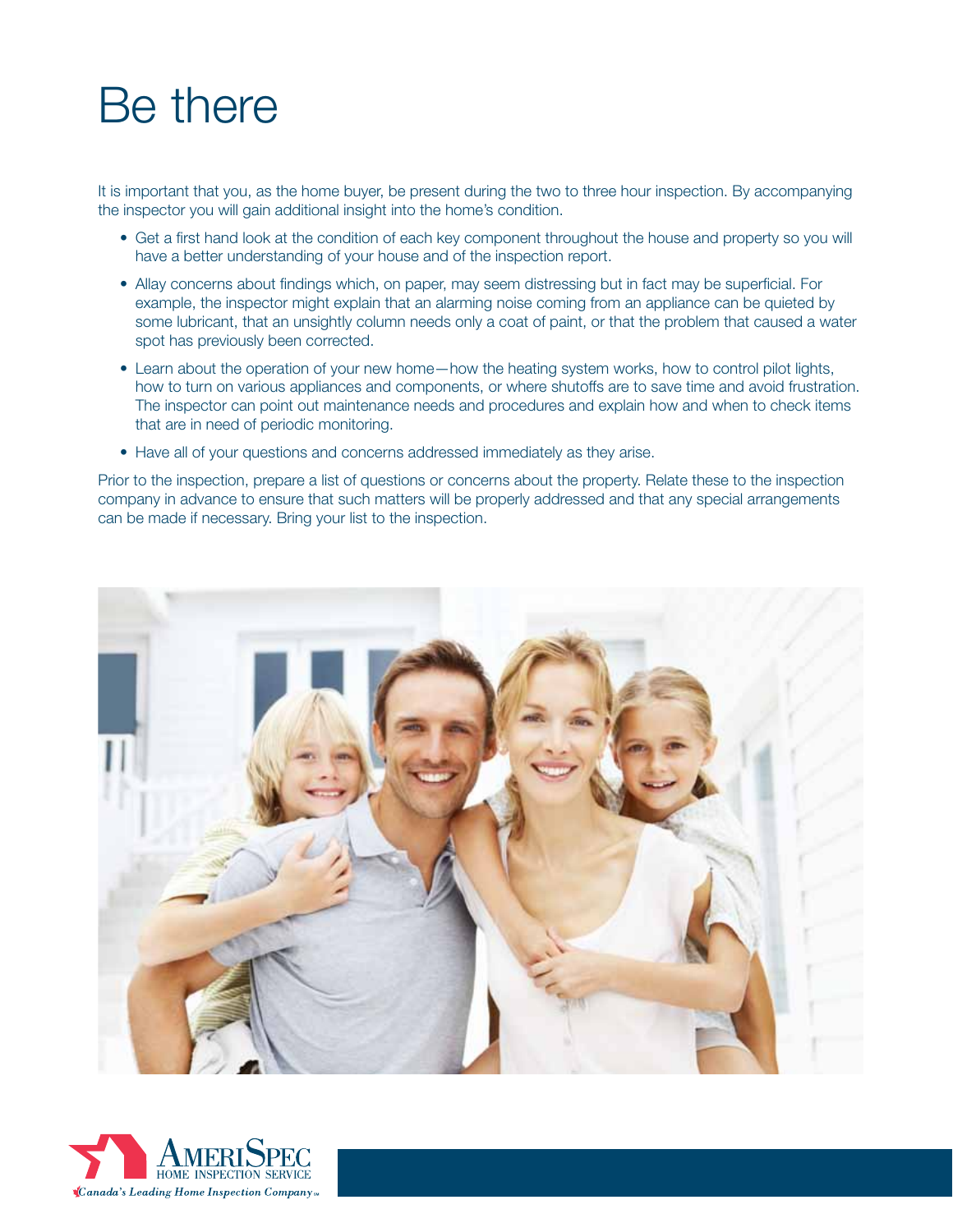# Be there

It is important that you, as the home buyer, be present during the two to three hour inspection. By accompanying the inspector you will gain additional insight into the home's condition.

- Get a first hand look at the condition of each key component throughout the house and property so you will have a better understanding of your house and of the inspection report.
- Allay concerns about findings which, on paper, may seem distressing but in fact may be superficial. For example, the inspector might explain that an alarming noise coming from an appliance can be quieted by some lubricant, that an unsightly column needs only a coat of paint, or that the problem that caused a water spot has previously been corrected.
- Learn about the operation of your new home—how the heating system works, how to control pilot lights, how to turn on various appliances and components, or where shutoffs are to save time and avoid frustration. The inspector can point out maintenance needs and procedures and explain how and when to check items that are in need of periodic monitoring.
- Have all of your questions and concerns addressed immediately as they arise.

Prior to the inspection, prepare a list of questions or concerns about the property. Relate these to the inspection company in advance to ensure that such matters will be properly addressed and that any special arrangements can be made if necessary. Bring your list to the inspection.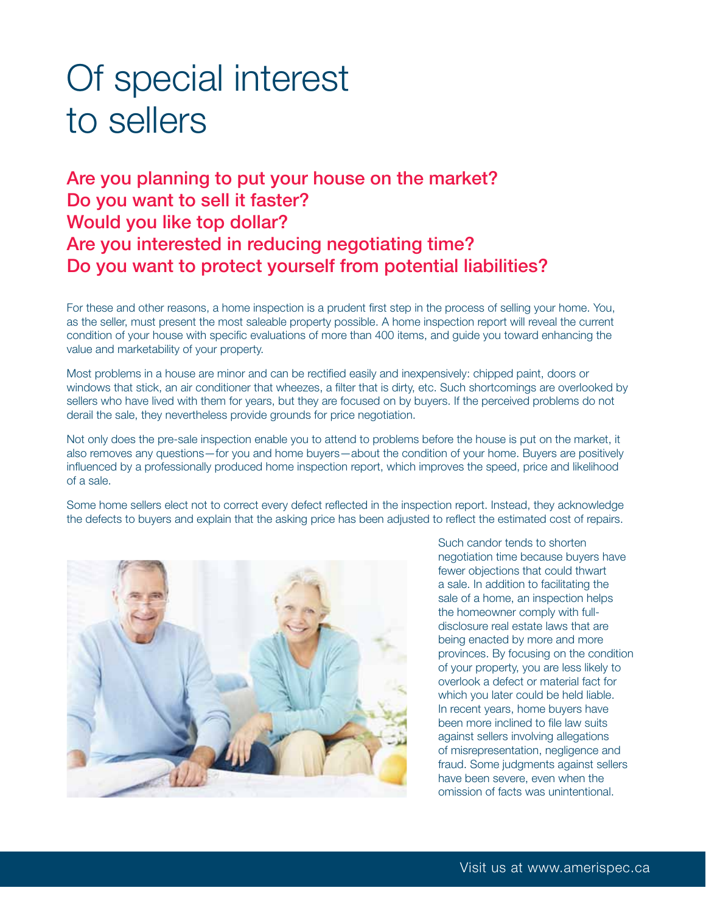# Of special interest to sellers

## Are you planning to put your house on the market?
## Do you want to sell it faster?
## Would you like top dollar?
## Are you interested in reducing negotiating time?
## Do you want to protect yourself from potential liabilities?

For these and other reasons, a home inspection is a prudent first step in the process of selling your home. You, as the seller, must present the most saleable property possible. A home inspection report will reveal the current condition of your house with specific evaluations of more than 400 items, and guide you toward enhancing the value and marketability of your property.

Most problems in a house are minor and can be rectified easily and inexpensively: chipped paint, doors or windows that stick, an air conditioner that wheezes, a filter that is dirty, etc. Such shortcomings are overlooked by sellers who have lived with them for years, but they are focused on by buyers. If the perceived problems do not derail the sale, they nevertheless provide grounds for price negotiation.

Not only does the pre-sale inspection enable you to attend to problems before the house is put on the market, it also removes any questions—for you and home buyers—about the condition of your home. Buyers are positively influenced by a professionally produced home inspection report, which improves the speed, price and likelihood of a sale.

Some home sellers elect not to correct every defect reflected in the inspection report. Instead, they acknowledge the defects to buyers and explain that the asking price has been adjusted to reflect the estimated cost of repairs. Such candor tends to shorten negotiation time because buyers have fewer objections that could thwart a sale. In addition to facilitating the sale of a home, an inspection helps the homeowner comply with full-disclosure real estate laws that are being enacted by more and more provinces. By focusing on the condition of your property, you are less likely to overlook a defect or material fact for which you later could be held liable. In recent years, home buyers have been more inclined to file law suits against sellers involving allegations of misrepresentation, negligence and fraud. Some judgments against sellers have been severe, even when the omission of facts was unintentional.

Visit us at www.amerispec.ca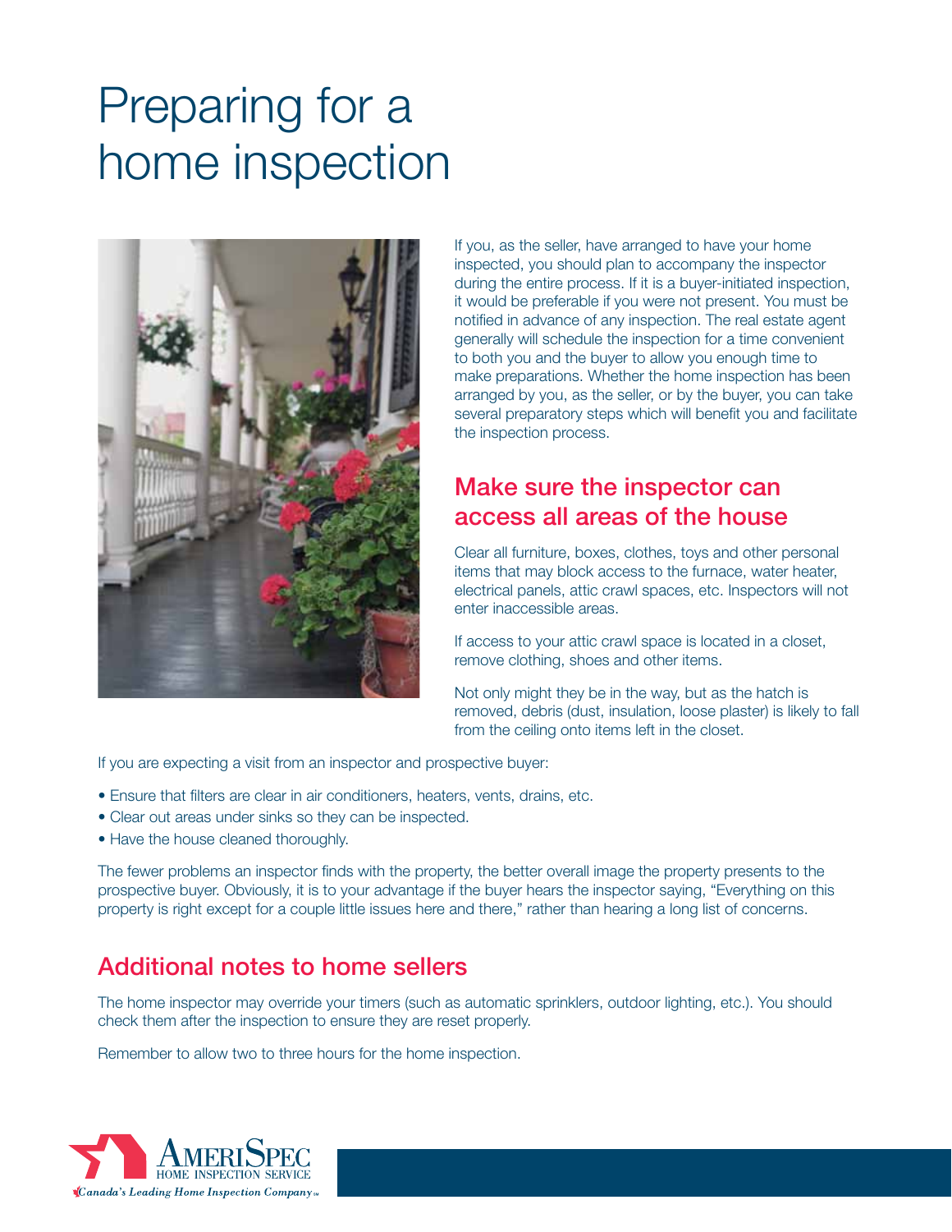# Preparing for a home inspection

If you, as the seller, have arranged to have your home inspected, you should plan to accompany the inspector during the entire process. If it is a buyer-initiated inspection, it would be preferable if you were not present. You must be notified in advance of any inspection. The real estate agent generally will schedule the inspection for a time convenient to both you and the buyer to allow you enough time to make preparations. Whether the home inspection has been arranged by you, as the seller, or by the buyer, you can take several preparatory steps which will benefit you and facilitate the inspection process.

## Make sure the inspector can access all areas of the house

Clear all furniture, boxes, clothes, toys and other personal items that may block access to the furnace, water heater, electrical panels, attic crawl spaces, etc. Inspectors will not enter inaccessible areas.

If access to your attic crawl space is located in a closet, remove clothing, shoes and other items.

Not only might they be in the way, but as the hatch is removed, debris (dust, insulation, loose plaster) is likely to fall from the ceiling onto items left in the closet.

If you are expecting a visit from an inspector and prospective buyer:

- Ensure that filters are clear in air conditioners, heaters, vents, drains, etc.
- Clear out areas under sinks so they can be inspected.
- Have the house cleaned thoroughly.

The fewer problems an inspector finds with the property, the better overall image the property presents to the prospective buyer. Obviously, it is to your advantage if the buyer hears the inspector saying, "Everything on this property is right except for a couple little issues here and there," rather than hearing a long list of concerns.

## Additional notes to home sellers

The home inspector may override your timers (such as automatic sprinklers, outdoor lighting, etc.). You should check them after the inspection to ensure they are reset properly.

Remember to allow two to three hours for the home inspection.

AmeriSpec Home Inspection Service
*Canada's Leading Home Inspection Company*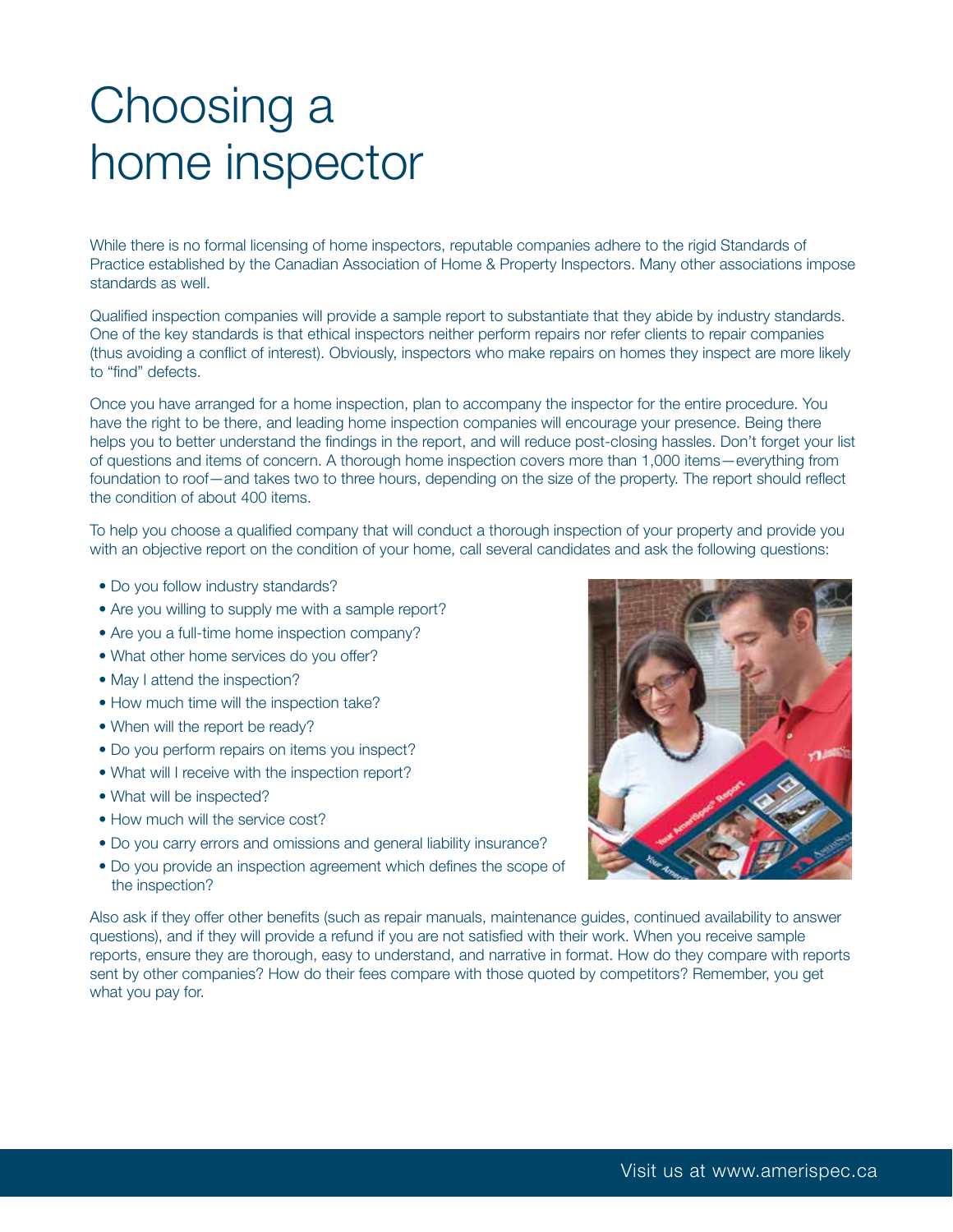# Choosing a home inspector

While there is no formal licensing of home inspectors, reputable companies adhere to the rigid Standards of Practice established by the Canadian Association of Home & Property Inspectors. Many other associations impose standards as well.

Qualified inspection companies will provide a sample report to substantiate that they abide by industry standards. One of the key standards is that ethical inspectors neither perform repairs nor refer clients to repair companies (thus avoiding a conflict of interest). Obviously, inspectors who make repairs on homes they inspect are more likely to "find" defects.

Once you have arranged for a home inspection, plan to accompany the inspector for the entire procedure. You have the right to be there, and leading home inspection companies will encourage your presence. Being there helps you to better understand the findings in the report, and will reduce post-closing hassles. Don't forget your list of questions and items of concern. A thorough home inspection covers more than 1,000 items—everything from foundation to roof—and takes two to three hours, depending on the size of the property. The report should reflect the condition of about 400 items.

To help you choose a qualified company that will conduct a thorough inspection of your property and provide you with an objective report on the condition of your home, call several candidates and ask the following questions:

- Do you follow industry standards?
- Are you willing to supply me with a sample report?
- Are you a full-time home inspection company?
- What other home services do you offer?
- May I attend the inspection?
- How much time will the inspection take?
- When will the report be ready?
- Do you perform repairs on items you inspect?
- What will I receive with the inspection report?
- What will be inspected?
- How much will the service cost?
- Do you carry errors and omissions and general liability insurance?
- Do you provide an inspection agreement which defines the scope of the inspection?

Also ask if they offer other benefits (such as repair manuals, maintenance guides, continued availability to answer questions), and if they will provide a refund if you are not satisfied with their work. When you receive sample reports, ensure they are thorough, easy to understand, and narrative in format. How do they compare with reports sent by other companies? How do their fees compare with those quoted by competitors? Remember, you get what you pay for.

Visit us at www.amerispec.ca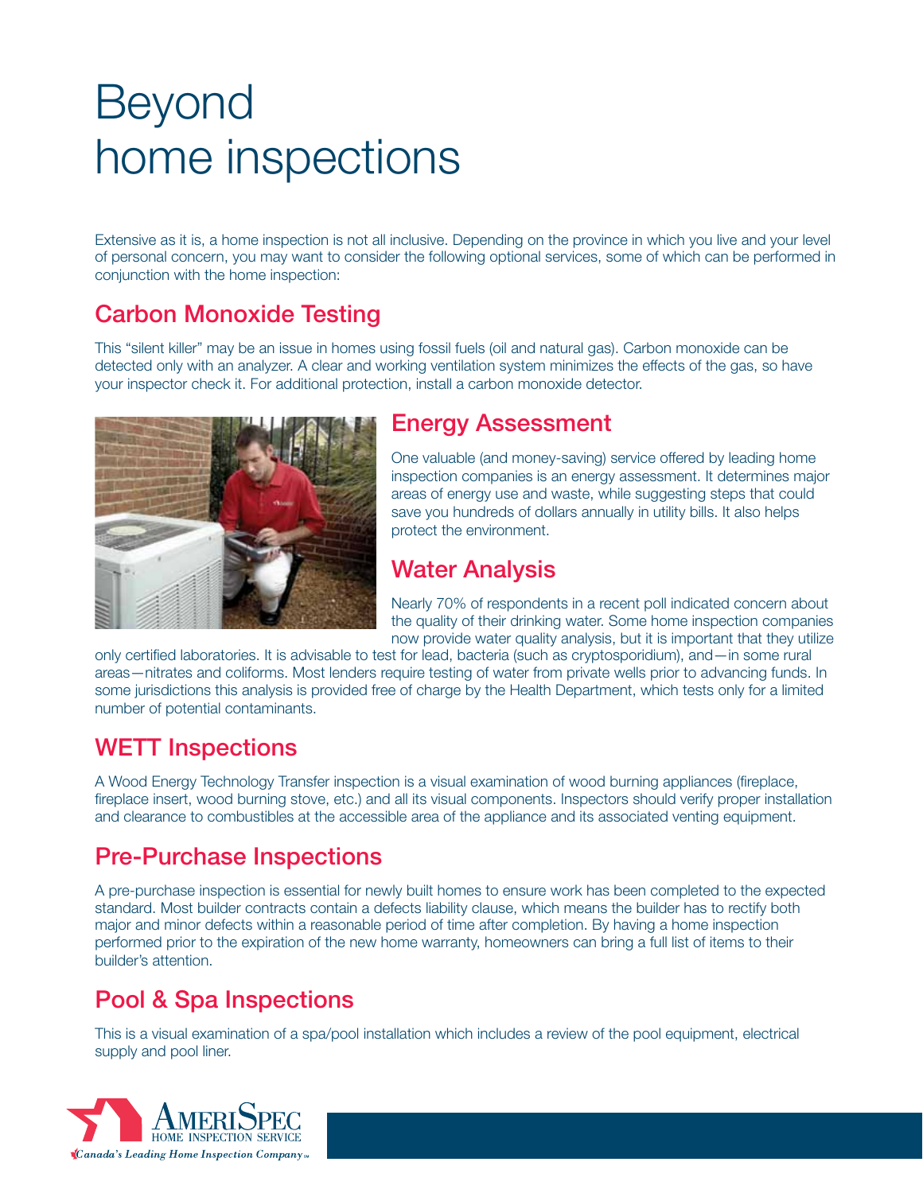# Beyond home inspections

Extensive as it is, a home inspection is not all inclusive. Depending on the province in which you live and your level of personal concern, you may want to consider the following optional services, some of which can be performed in conjunction with the home inspection:

## Carbon Monoxide Testing

This "silent killer" may be an issue in homes using fossil fuels (oil and natural gas). Carbon monoxide can be detected only with an analyzer. A clear and working ventilation system minimizes the effects of the gas, so have your inspector check it. For additional protection, install a carbon monoxide detector.

## Energy Assessment

One valuable (and money-saving) service offered by leading home inspection companies is an energy assessment. It determines major areas of energy use and waste, while suggesting steps that could save you hundreds of dollars annually in utility bills. It also helps protect the environment.

## Water Analysis

Nearly 70% of respondents in a recent poll indicated concern about the quality of their drinking water. Some home inspection companies now provide water quality analysis, but it is important that they utilize only certified laboratories. It is advisable to test for lead, bacteria (such as cryptosporidium), and—in some rural areas—nitrates and coliforms. Most lenders require testing of water from private wells prior to advancing funds. In some jurisdictions this analysis is provided free of charge by the Health Department, which tests only for a limited number of potential contaminants.

## WETT Inspections

A Wood Energy Technology Transfer inspection is a visual examination of wood burning appliances (fireplace, fireplace insert, wood burning stove, etc.) and all its visual components. Inspectors should verify proper installation and clearance to combustibles at the accessible area of the appliance and its associated venting equipment.

## Pre-Purchase Inspections

A pre-purchase inspection is essential for newly built homes to ensure work has been completed to the expected standard. Most builder contracts contain a defects liability clause, which means the builder has to rectify both major and minor defects within a reasonable period of time after completion. By having a home inspection performed prior to the expiration of the new home warranty, homeowners can bring a full list of items to their builder's attention.

## Pool & Spa Inspections

This is a visual examination of a spa/pool installation which includes a review of the pool equipment, electrical supply and pool liner.

AmeriSpec Home Inspection Service
*Canada's Leading Home Inspection Company*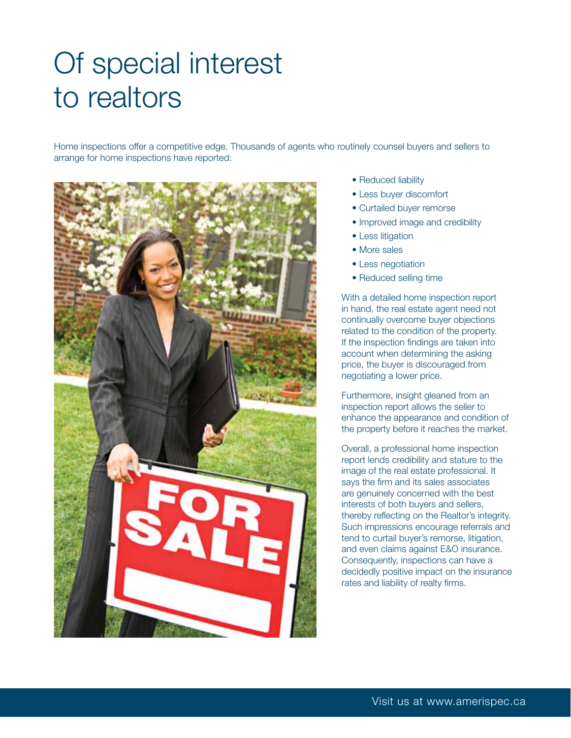# Of special interest to realtors

Home inspections offer a competitive edge. Thousands of agents who routinely counsel buyers and sellers to arrange for home inspections have reported:

- Reduced liability
- Less buyer discomfort
- Curtailed buyer remorse
- Improved image and credibility
- Less litigation
- More sales
- Less negotiation
- Reduced selling time

With a detailed home inspection report in hand, the real estate agent need not continually overcome buyer objections related to the condition of the property. If the inspection findings are taken into account when determining the asking price, the buyer is discouraged from negotiating a lower price.

Furthermore, insight gleaned from an inspection report allows the seller to enhance the appearance and condition of the property before it reaches the market.

Overall, a professional home inspection report lends credibility and stature to the image of the real estate professional. It says the firm and its sales associates are genuinely concerned with the best interests of both buyers and sellers, thereby reflecting on the Realtor's integrity. Such impressions encourage referrals and tend to curtail buyer's remorse, litigation, and even claims against E&O insurance. Consequently, inspections can have a decidedly positive impact on the insurance rates and liability of realty firms.

Visit us at www.amerispec.ca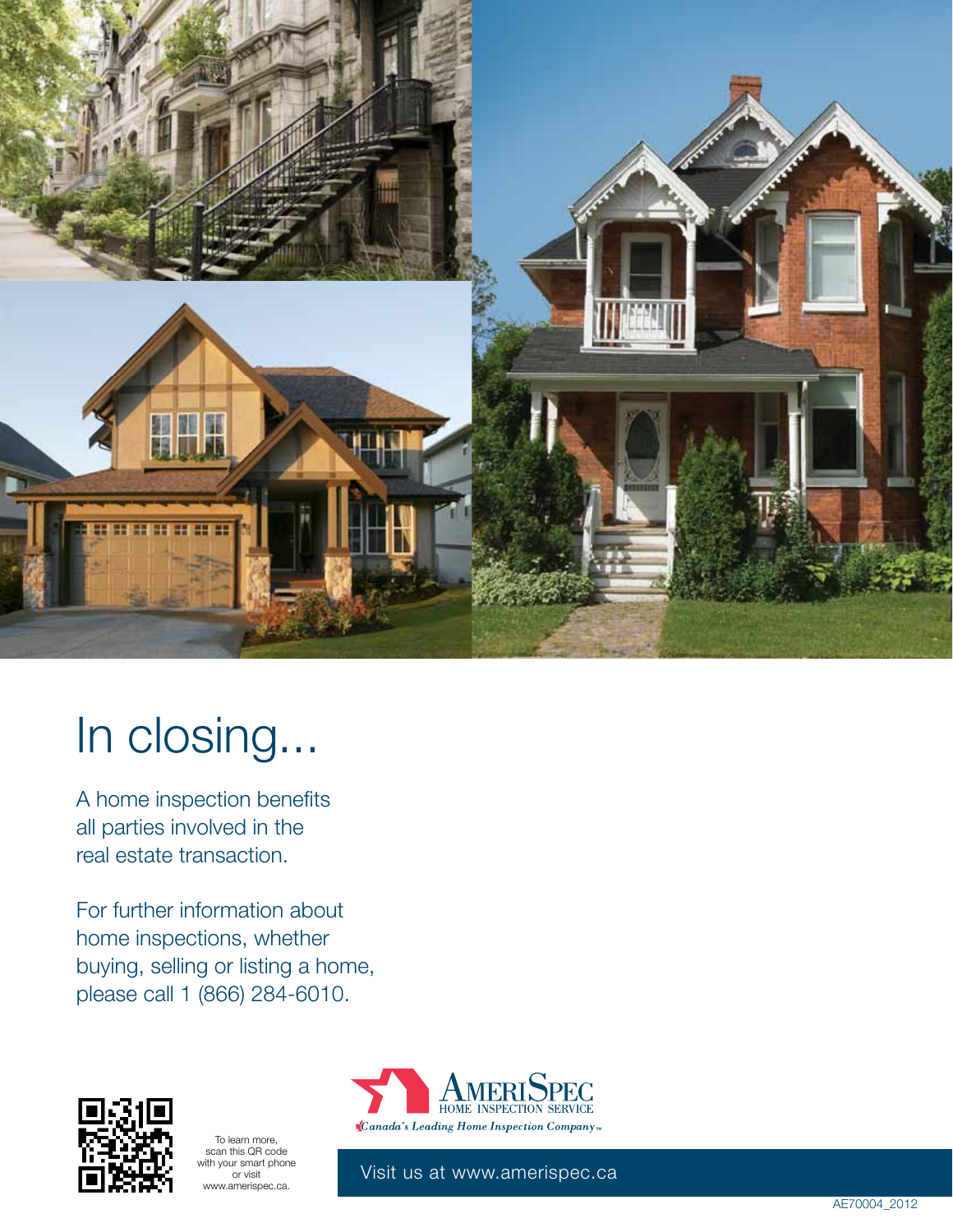# In closing...

A home inspection benefits all parties involved in the real estate transaction.

For further information about home inspections, whether buying, selling or listing a home, please call 1 (866) 284-6010.

To learn more, scan this QR code with your smart phone or visit www.amerispec.ca.

AmeriSpec Home Inspection Service

*Canada's Leading Home Inspection Company*™

Visit us at www.amerispec.ca

AE70004_2012